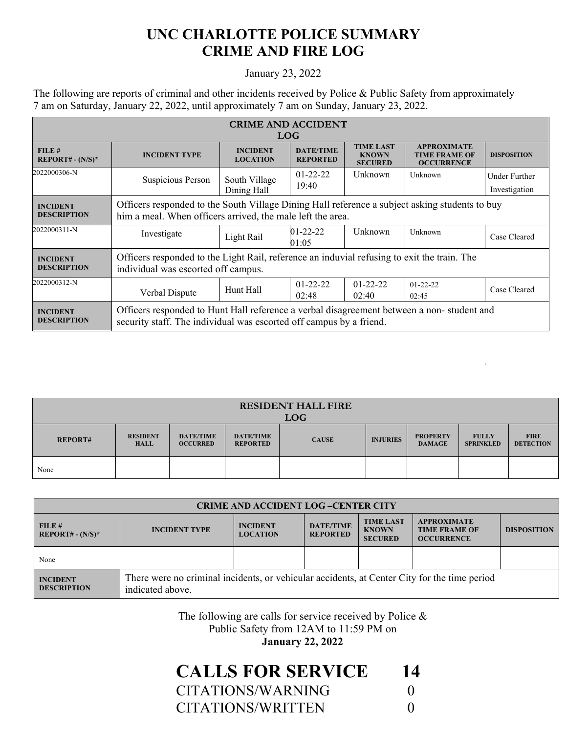# UNC CHARLOTTE POLICE SUMMARY
# CRIME AND FIRE LOG

January 23, 2022

The following are reports of criminal and other incidents received by Police & Public Safety from approximately 7 am on Saturday, January 22, 2022, until approximately 7 am on Sunday, January 23, 2022.

| CRIME AND ACCIDENT LOG | | | | | | |
|---|---|---|---|---|---|---|
| **FILE # REPORT# - (N/S)*** | **INCIDENT TYPE** | **INCIDENT LOCATION** | **DATE/TIME REPORTED** | **TIME LAST KNOWN SECURED** | **APPROXIMATE TIME FRAME OF OCCURRENCE** | **DISPOSITION** |
| 2022000306-N | Suspicious Person | South Village Dining Hall | 01-22-22 19:40 | Unknown | Unknown | Under Further Investigation |
| **INCIDENT DESCRIPTION** | Officers responded to the South Village Dining Hall reference a subject asking students to buy him a meal. When officers arrived, the male left the area. | | | | | |
| 2022000311-N | Investigate | Light Rail | 01-22-22 01:05 | Unknown | Unknown | Case Cleared |
| **INCIDENT DESCRIPTION** | Officers responded to the Light Rail, reference an induvial refusing to exit the train. The individual was escorted off campus. | | | | | |
| 2022000312-N | Verbal Dispute | Hunt Hall | 01-22-22 02:48 | 01-22-22 02:40 | 01-22-22 02:45 | Case Cleared |
| **INCIDENT DESCRIPTION** | Officers responded to Hunt Hall reference a verbal disagreement between a non- student and security staff. The individual was escorted off campus by a friend. | | | | | |

| RESIDENT HALL FIRE LOG | | | | | | | | |
|---|---|---|---|---|---|---|---|---|
| **REPORT#** | **RESIDENT HALL** | **DATE/TIME OCCURRED** | **DATE/TIME REPORTED** | **CAUSE** | **INJURIES** | **PROPERTY DAMAGE** | **FULLY SPRINKLED** | **FIRE DETECTION** |
| None | | | | | | | | |

| CRIME AND ACCIDENT LOG –CENTER CITY | | | | | | |
|---|---|---|---|---|---|---|
| **FILE # REPORT# - (N/S)*** | **INCIDENT TYPE** | **INCIDENT LOCATION** | **DATE/TIME REPORTED** | **TIME LAST KNOWN SECURED** | **APPROXIMATE TIME FRAME OF OCCURRENCE** | **DISPOSITION** |
| None | | | | | | |
| **INCIDENT DESCRIPTION** | There were no criminal incidents, or vehicular accidents, at Center City for the time period indicated above. | | | | | |

The following are calls for service received by Police & Public Safety from 12AM to 11:59 PM on **January 22, 2022**

| | |
|---|---|
| **CALLS FOR SERVICE** | **14** |
| CITATIONS/WARNING | 0 |
| CITATIONS/WRITTEN | 0 |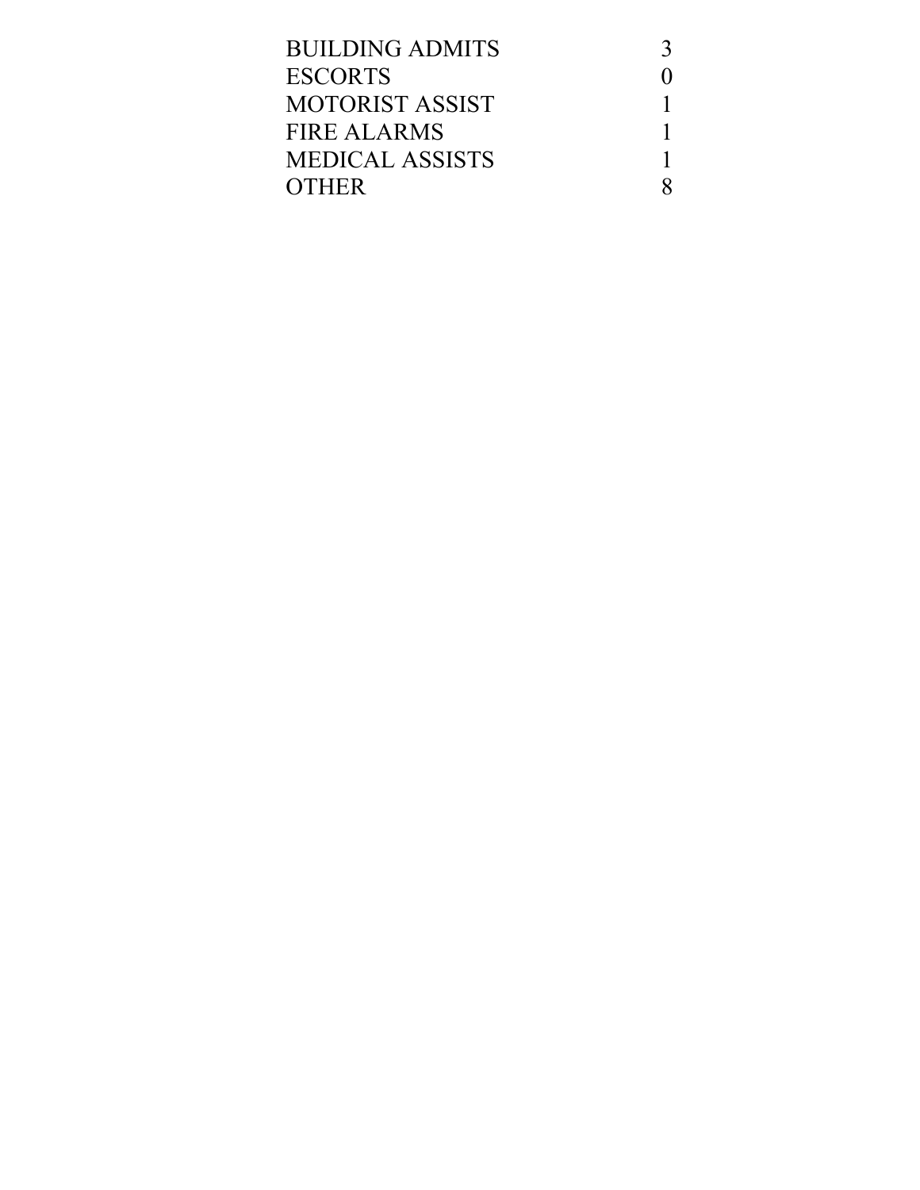| | |
|---|---|
| BUILDING ADMITS | 3 |
| ESCORTS | 0 |
| MOTORIST ASSIST | 1 |
| FIRE ALARMS | 1 |
| MEDICAL ASSISTS | 1 |
| OTHER | 8 |